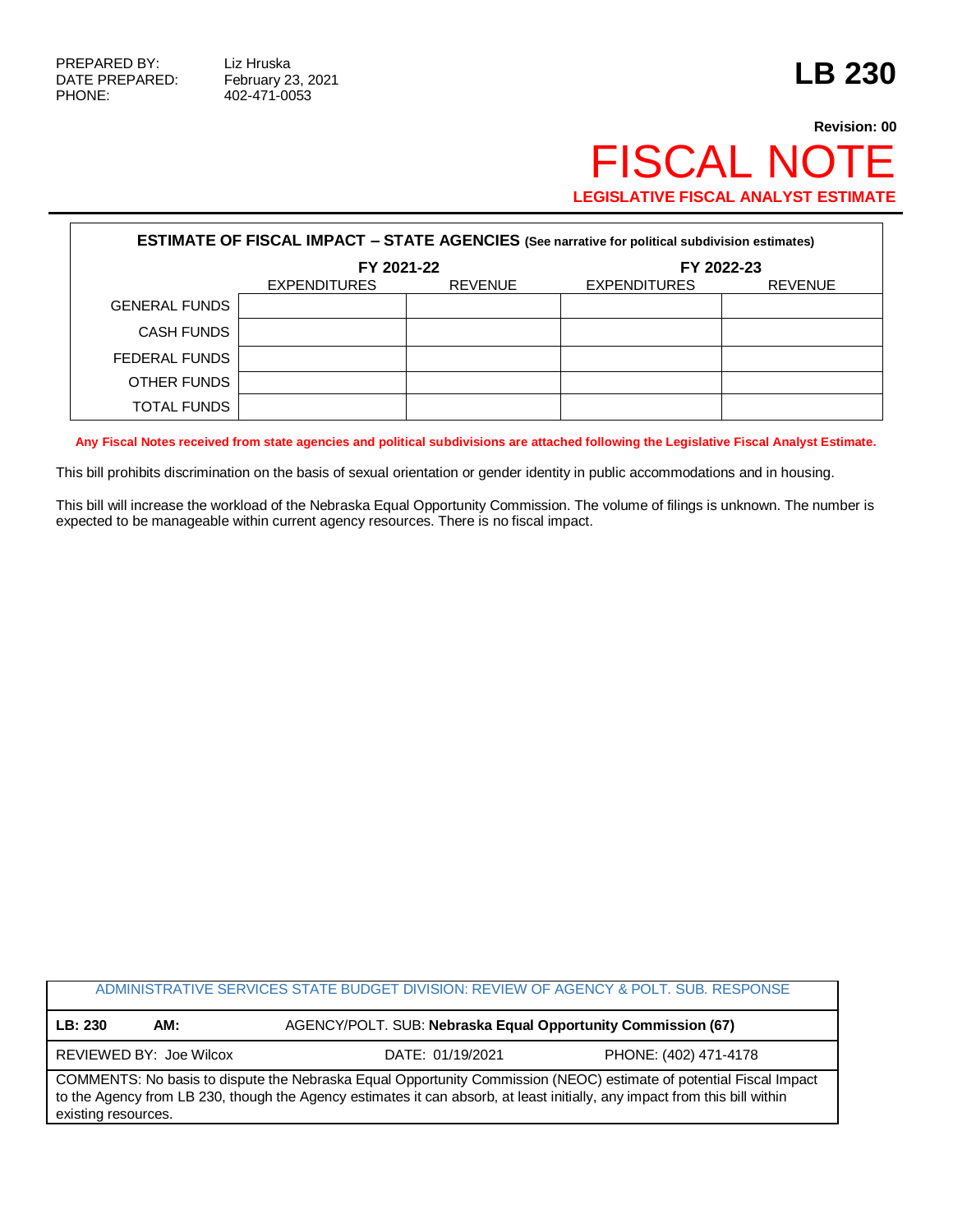PREPARED BY: Liz Hruska
DATE PREPARED: February 23, 2021
PHONE: 402-471-0053

# LB 230

**Revision: 00**

# FISCAL NOTE

**LEGISLATIVE FISCAL ANALYST ESTIMATE**

**ESTIMATE OF FISCAL IMPACT – STATE AGENCIES (See narrative for political subdivision estimates)**

| | FY 2021-22 | | FY 2022-23 | |
|---|---|---|---|---|
| | EXPENDITURES | REVENUE | EXPENDITURES | REVENUE |
| GENERAL FUNDS | | | | |
| CASH FUNDS | | | | |
| FEDERAL FUNDS | | | | |
| OTHER FUNDS | | | | |
| TOTAL FUNDS | | | | |

**Any Fiscal Notes received from state agencies and political subdivisions are attached following the Legislative Fiscal Analyst Estimate.**

This bill prohibits discrimination on the basis of sexual orientation or gender identity in public accommodations and in housing.

This bill will increase the workload of the Nebraska Equal Opportunity Commission. The volume of filings is unknown. The number is expected to be manageable within current agency resources. There is no fiscal impact.

| ADMINISTRATIVE SERVICES STATE BUDGET DIVISION: REVIEW OF AGENCY & POLT. SUB. RESPONSE | | |
|---|---|---|
| **LB: 230** **AM:** | AGENCY/POLT. SUB: **Nebraska Equal Opportunity Commission (67)** | |
| REVIEWED BY: Joe Wilcox | DATE: 01/19/2021 | PHONE: (402) 471-4178 |
| COMMENTS: No basis to dispute the Nebraska Equal Opportunity Commission (NEOC) estimate of potential Fiscal Impact to the Agency from LB 230, though the Agency estimates it can absorb, at least initially, any impact from this bill within existing resources. | | |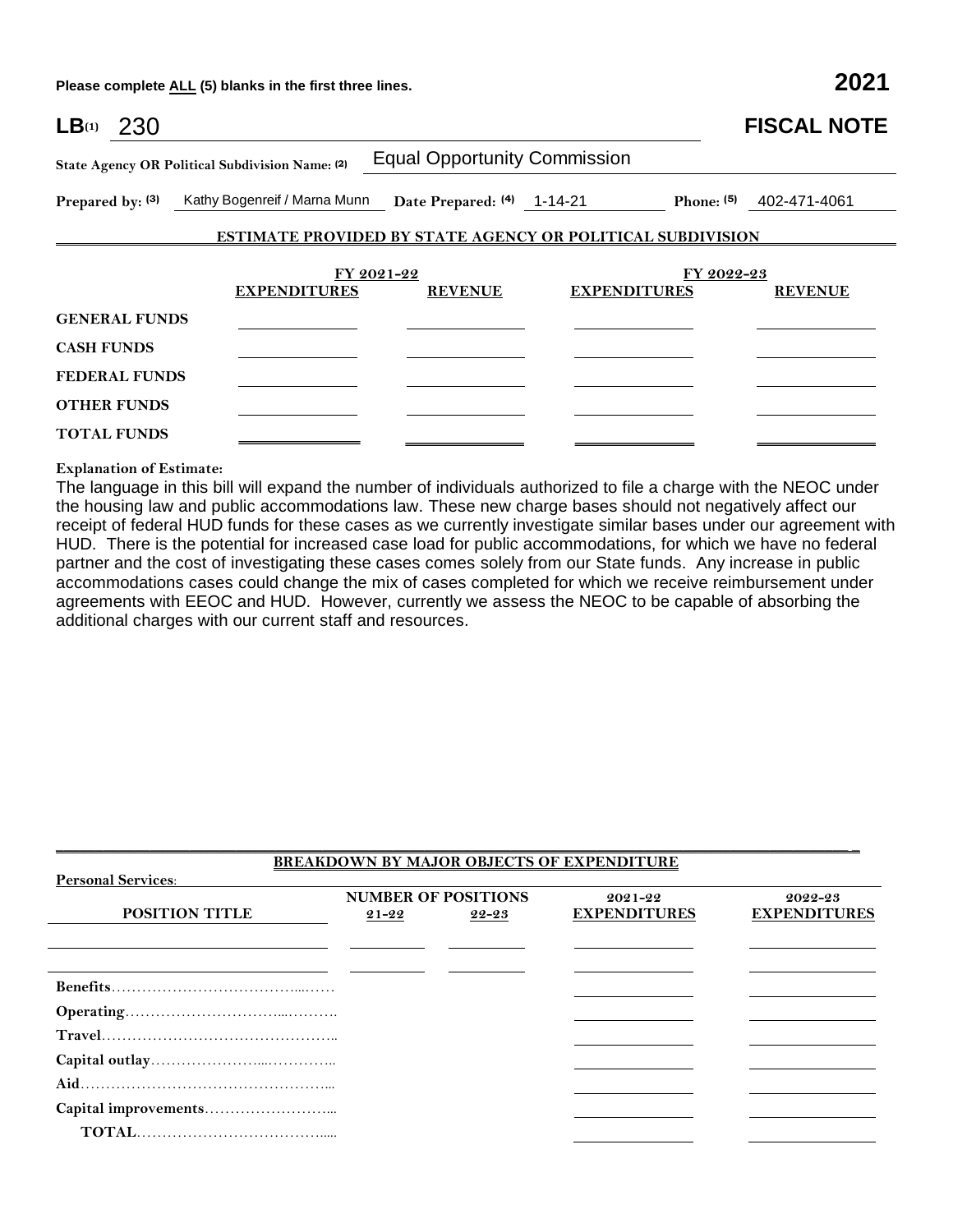Please complete ALL (5) blanks in the first three lines. **2021**

**LB**(1) 230 **FISCAL NOTE**

**State Agency OR Political Subdivision Name:** (2) Equal Opportunity Commission

**Prepared by:** (3) Kathy Bogenreif / Marna Munn **Date Prepared:** (4) 1-14-21 **Phone:** (5) 402-471-4061

## ESTIMATE PROVIDED BY STATE AGENCY OR POLITICAL SUBDIVISION

| | FY 2021-22 | | FY 2022-23 | |
|---|---|---|---|---|
| | **EXPENDITURES** | **REVENUE** | **EXPENDITURES** | **REVENUE** |
| **GENERAL FUNDS** | | | | |
| **CASH FUNDS** | | | | |
| **FEDERAL FUNDS** | | | | |
| **OTHER FUNDS** | | | | |
| **TOTAL FUNDS** | | | | |

**Explanation of Estimate:**

The language in this bill will expand the number of individuals authorized to file a charge with the NEOC under the housing law and public accommodations law. These new charge bases should not negatively affect our receipt of federal HUD funds for these cases as we currently investigate similar bases under our agreement with HUD. There is the potential for increased case load for public accommodations, for which we have no federal partner and the cost of investigating these cases comes solely from our State funds. Any increase in public accommodations cases could change the mix of cases completed for which we receive reimbursement under agreements with EEOC and HUD. However, currently we assess the NEOC to be capable of absorbing the additional charges with our current staff and resources.

## BREAKDOWN BY MAJOR OBJECTS OF EXPENDITURE

**Personal Services:**

| POSITION TITLE | NUMBER OF POSITIONS 21-22 | 22-23 | 2021-22 EXPENDITURES | 2022-23 EXPENDITURES |
|---|---|---|---|---|
| | | | | |
| | | | | |
| **Benefits**.......... | | | | |
| **Operating**.......... | | | | |
| **Travel**.......... | | | | |
| **Capital outlay**.......... | | | | |
| **Aid**.......... | | | | |
| **Capital improvements**.......... | | | | |
| **TOTAL**.......... | | | | |